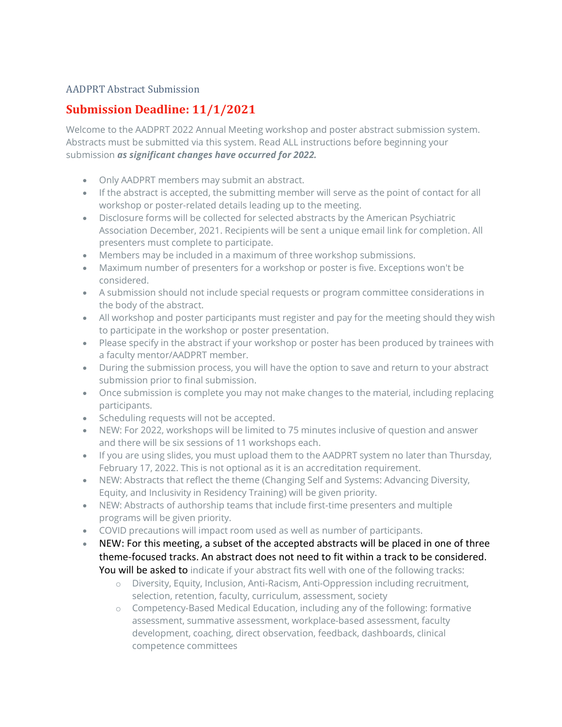AADPRT Abstract Submission

## Submission Deadline: 11/1/2021

Welcome to the AADPRT 2022 Annual Meeting workshop and poster abstract submission system. Abstracts must be submitted via this system. Read ALL instructions before beginning your submission ***as significant changes have occurred for 2022.***

- Only AADPRT members may submit an abstract.
- If the abstract is accepted, the submitting member will serve as the point of contact for all workshop or poster-related details leading up to the meeting.
- Disclosure forms will be collected for selected abstracts by the American Psychiatric Association December, 2021. Recipients will be sent a unique email link for completion. All presenters must complete to participate.
- Members may be included in a maximum of three workshop submissions.
- Maximum number of presenters for a workshop or poster is five. Exceptions won't be considered.
- A submission should not include special requests or program committee considerations in the body of the abstract.
- All workshop and poster participants must register and pay for the meeting should they wish to participate in the workshop or poster presentation.
- Please specify in the abstract if your workshop or poster has been produced by trainees with a faculty mentor/AADPRT member.
- During the submission process, you will have the option to save and return to your abstract submission prior to final submission.
- Once submission is complete you may not make changes to the material, including replacing participants.
- Scheduling requests will not be accepted.
- NEW: For 2022, workshops will be limited to 75 minutes inclusive of question and answer and there will be six sessions of 11 workshops each.
- If you are using slides, you must upload them to the AADPRT system no later than Thursday, February 17, 2022. This is not optional as it is an accreditation requirement.
- NEW: Abstracts that reflect the theme (Changing Self and Systems: Advancing Diversity, Equity, and Inclusivity in Residency Training) will be given priority.
- NEW: Abstracts of authorship teams that include first-time presenters and multiple programs will be given priority.
- COVID precautions will impact room used as well as number of participants.
- NEW: For this meeting, a subset of the accepted abstracts will be placed in one of three theme-focused tracks. An abstract does not need to fit within a track to be considered. You will be asked to indicate if your abstract fits well with one of the following tracks:
  - Diversity, Equity, Inclusion, Anti-Racism, Anti-Oppression including recruitment, selection, retention, faculty, curriculum, assessment, society
  - Competency-Based Medical Education, including any of the following: formative assessment, summative assessment, workplace-based assessment, faculty development, coaching, direct observation, feedback, dashboards, clinical competence committees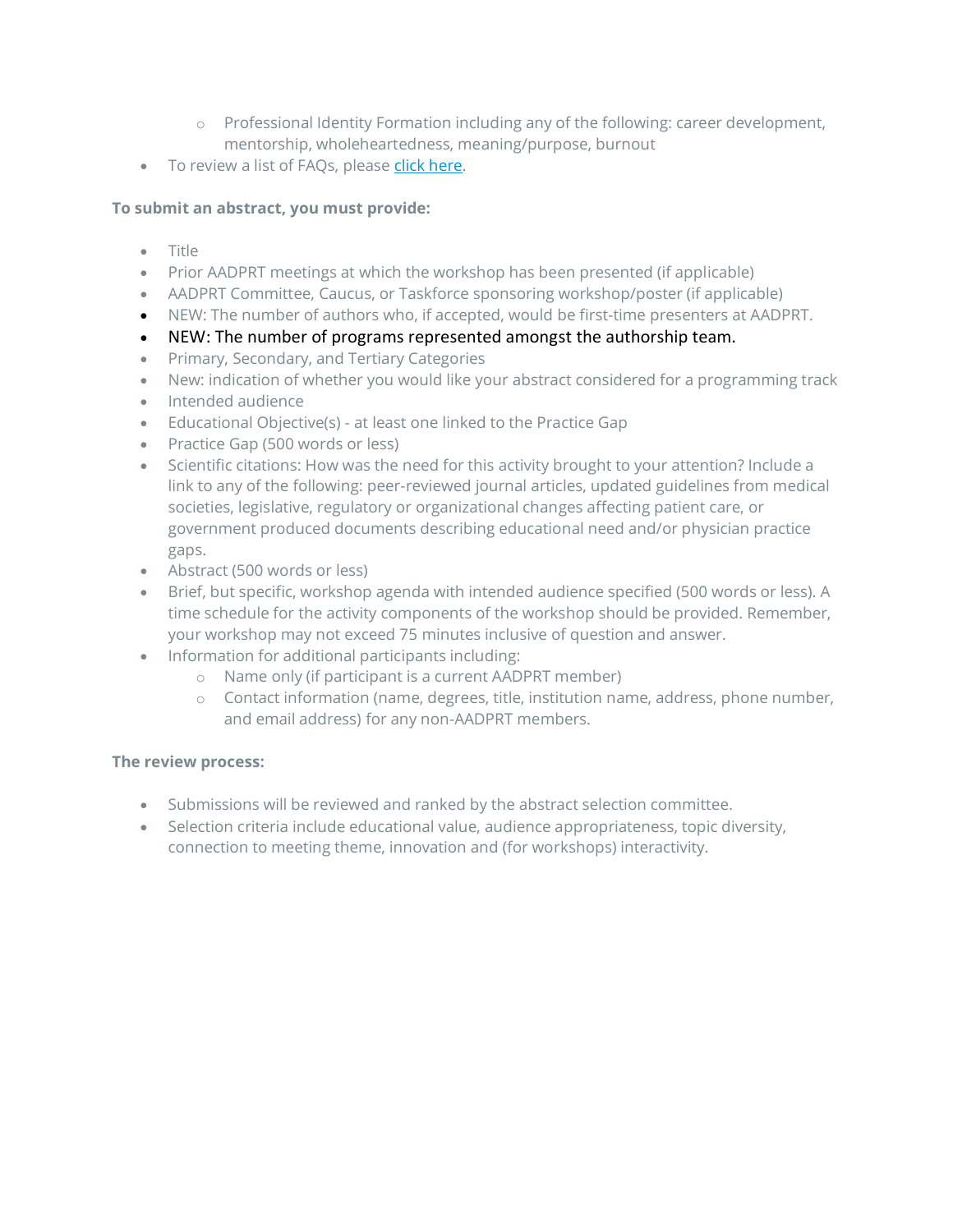- Professional Identity Formation including any of the following: career development, mentorship, wholeheartedness, meaning/purpose, burnout
- To review a list of FAQs, please [click here].

**To submit an abstract, you must provide:**

- Title
- Prior AADPRT meetings at which the workshop has been presented (if applicable)
- AADPRT Committee, Caucus, or Taskforce sponsoring workshop/poster (if applicable)
- NEW: The number of authors who, if accepted, would be first-time presenters at AADPRT.
- NEW: The number of programs represented amongst the authorship team.
- Primary, Secondary, and Tertiary Categories
- New: indication of whether you would like your abstract considered for a programming track
- Intended audience
- Educational Objective(s) - at least one linked to the Practice Gap
- Practice Gap (500 words or less)
- Scientific citations: How was the need for this activity brought to your attention? Include a link to any of the following: peer-reviewed journal articles, updated guidelines from medical societies, legislative, regulatory or organizational changes affecting patient care, or government produced documents describing educational need and/or physician practice gaps.
- Abstract (500 words or less)
- Brief, but specific, workshop agenda with intended audience specified (500 words or less). A time schedule for the activity components of the workshop should be provided. Remember, your workshop may not exceed 75 minutes inclusive of question and answer.
- Information for additional participants including:
  - Name only (if participant is a current AADPRT member)
  - Contact information (name, degrees, title, institution name, address, phone number, and email address) for any non-AADPRT members.

**The review process:**

- Submissions will be reviewed and ranked by the abstract selection committee.
- Selection criteria include educational value, audience appropriateness, topic diversity, connection to meeting theme, innovation and (for workshops) interactivity.